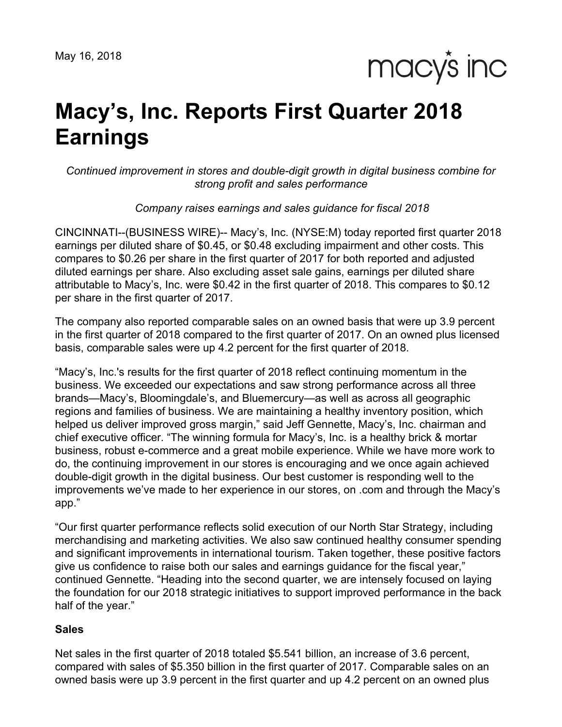May 16, 2018

macy's inc

# Macy's, Inc. Reports First Quarter 2018 Earnings

*Continued improvement in stores and double-digit growth in digital business combine for strong profit and sales performance*

*Company raises earnings and sales guidance for fiscal 2018*

CINCINNATI--(BUSINESS WIRE)-- Macy's, Inc. (NYSE:M) today reported first quarter 2018 earnings per diluted share of $0.45, or $0.48 excluding impairment and other costs. This compares to $0.26 per share in the first quarter of 2017 for both reported and adjusted diluted earnings per share. Also excluding asset sale gains, earnings per diluted share attributable to Macy's, Inc. were $0.42 in the first quarter of 2018. This compares to $0.12 per share in the first quarter of 2017.

The company also reported comparable sales on an owned basis that were up 3.9 percent in the first quarter of 2018 compared to the first quarter of 2017. On an owned plus licensed basis, comparable sales were up 4.2 percent for the first quarter of 2018.

"Macy's, Inc.'s results for the first quarter of 2018 reflect continuing momentum in the business. We exceeded our expectations and saw strong performance across all three brands—Macy's, Bloomingdale's, and Bluemercury—as well as across all geographic regions and families of business. We are maintaining a healthy inventory position, which helped us deliver improved gross margin," said Jeff Gennette, Macy's, Inc. chairman and chief executive officer. "The winning formula for Macy's, Inc. is a healthy brick & mortar business, robust e-commerce and a great mobile experience. While we have more work to do, the continuing improvement in our stores is encouraging and we once again achieved double-digit growth in the digital business. Our best customer is responding well to the improvements we've made to her experience in our stores, on .com and through the Macy's app."

"Our first quarter performance reflects solid execution of our North Star Strategy, including merchandising and marketing activities. We also saw continued healthy consumer spending and significant improvements in international tourism. Taken together, these positive factors give us confidence to raise both our sales and earnings guidance for the fiscal year," continued Gennette. "Heading into the second quarter, we are intensely focused on laying the foundation for our 2018 strategic initiatives to support improved performance in the back half of the year."

**Sales**

Net sales in the first quarter of 2018 totaled $5.541 billion, an increase of 3.6 percent, compared with sales of $5.350 billion in the first quarter of 2017. Comparable sales on an owned basis were up 3.9 percent in the first quarter and up 4.2 percent on an owned plus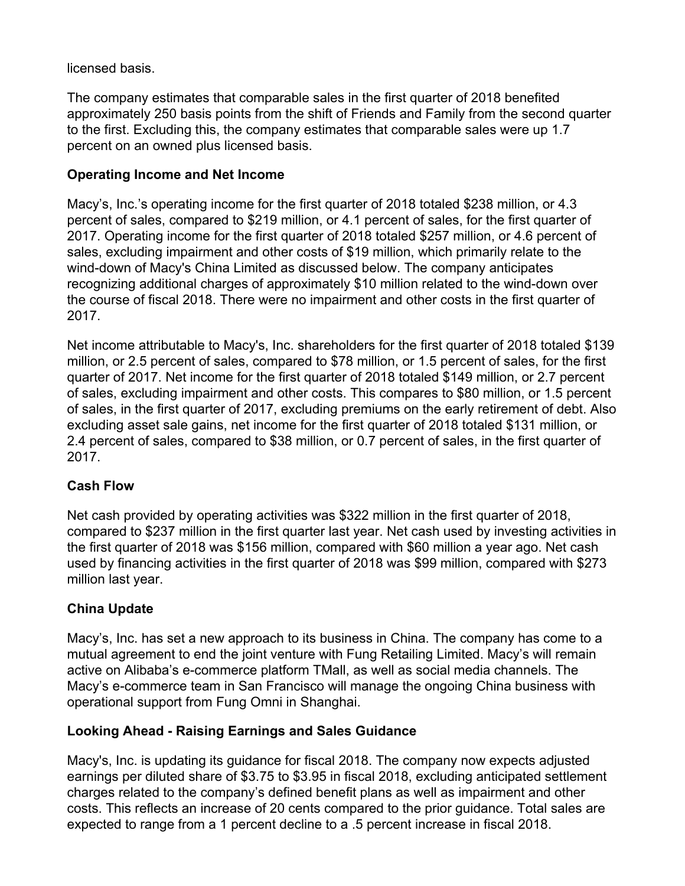licensed basis.

The company estimates that comparable sales in the first quarter of 2018 benefited approximately 250 basis points from the shift of Friends and Family from the second quarter to the first. Excluding this, the company estimates that comparable sales were up 1.7 percent on an owned plus licensed basis.

**Operating Income and Net Income**

Macy's, Inc.'s operating income for the first quarter of 2018 totaled $238 million, or 4.3 percent of sales, compared to $219 million, or 4.1 percent of sales, for the first quarter of 2017. Operating income for the first quarter of 2018 totaled $257 million, or 4.6 percent of sales, excluding impairment and other costs of $19 million, which primarily relate to the wind-down of Macy's China Limited as discussed below. The company anticipates recognizing additional charges of approximately $10 million related to the wind-down over the course of fiscal 2018. There were no impairment and other costs in the first quarter of 2017.

Net income attributable to Macy's, Inc. shareholders for the first quarter of 2018 totaled $139 million, or 2.5 percent of sales, compared to $78 million, or 1.5 percent of sales, for the first quarter of 2017. Net income for the first quarter of 2018 totaled $149 million, or 2.7 percent of sales, excluding impairment and other costs. This compares to $80 million, or 1.5 percent of sales, in the first quarter of 2017, excluding premiums on the early retirement of debt. Also excluding asset sale gains, net income for the first quarter of 2018 totaled $131 million, or 2.4 percent of sales, compared to $38 million, or 0.7 percent of sales, in the first quarter of 2017.

**Cash Flow**

Net cash provided by operating activities was $322 million in the first quarter of 2018, compared to $237 million in the first quarter last year. Net cash used by investing activities in the first quarter of 2018 was $156 million, compared with $60 million a year ago. Net cash used by financing activities in the first quarter of 2018 was $99 million, compared with $273 million last year.

**China Update**

Macy's, Inc. has set a new approach to its business in China. The company has come to a mutual agreement to end the joint venture with Fung Retailing Limited. Macy's will remain active on Alibaba's e-commerce platform TMall, as well as social media channels. The Macy's e-commerce team in San Francisco will manage the ongoing China business with operational support from Fung Omni in Shanghai.

**Looking Ahead - Raising Earnings and Sales Guidance**

Macy's, Inc. is updating its guidance for fiscal 2018. The company now expects adjusted earnings per diluted share of $3.75 to $3.95 in fiscal 2018, excluding anticipated settlement charges related to the company's defined benefit plans as well as impairment and other costs. This reflects an increase of 20 cents compared to the prior guidance. Total sales are expected to range from a 1 percent decline to a .5 percent increase in fiscal 2018.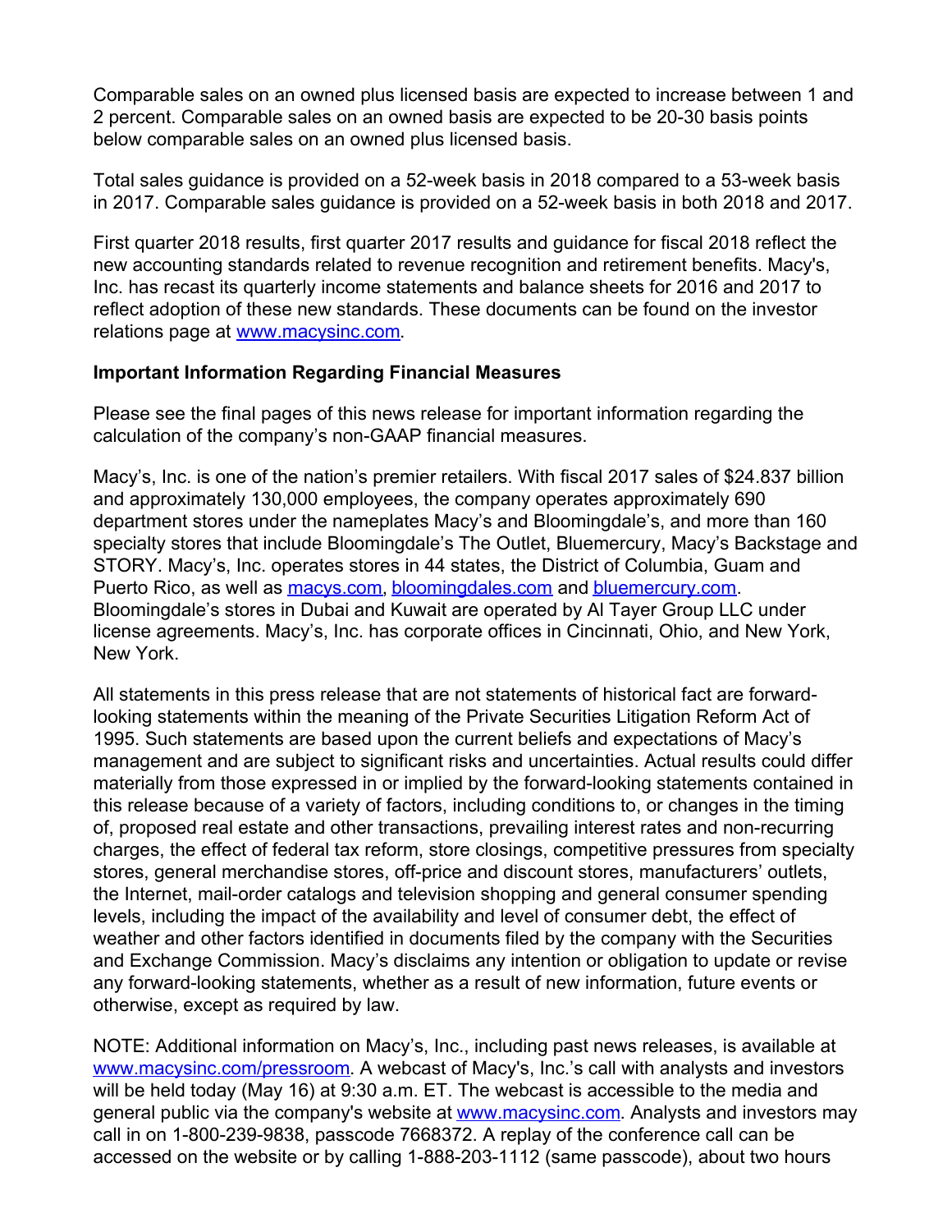Comparable sales on an owned plus licensed basis are expected to increase between 1 and 2 percent. Comparable sales on an owned basis are expected to be 20-30 basis points below comparable sales on an owned plus licensed basis.

Total sales guidance is provided on a 52-week basis in 2018 compared to a 53-week basis in 2017. Comparable sales guidance is provided on a 52-week basis in both 2018 and 2017.

First quarter 2018 results, first quarter 2017 results and guidance for fiscal 2018 reflect the new accounting standards related to revenue recognition and retirement benefits. Macy's, Inc. has recast its quarterly income statements and balance sheets for 2016 and 2017 to reflect adoption of these new standards. These documents can be found on the investor relations page at [www.macysinc.com](http://www.macysinc.com).

**Important Information Regarding Financial Measures**

Please see the final pages of this news release for important information regarding the calculation of the company's non-GAAP financial measures.

Macy's, Inc. is one of the nation's premier retailers. With fiscal 2017 sales of $24.837 billion and approximately 130,000 employees, the company operates approximately 690 department stores under the nameplates Macy's and Bloomingdale's, and more than 160 specialty stores that include Bloomingdale's The Outlet, Bluemercury, Macy's Backstage and STORY. Macy's, Inc. operates stores in 44 states, the District of Columbia, Guam and Puerto Rico, as well as [macys.com](http://macys.com), [bloomingdales.com](http://bloomingdales.com) and [bluemercury.com](http://bluemercury.com). Bloomingdale's stores in Dubai and Kuwait are operated by Al Tayer Group LLC under license agreements. Macy's, Inc. has corporate offices in Cincinnati, Ohio, and New York, New York.

All statements in this press release that are not statements of historical fact are forward-looking statements within the meaning of the Private Securities Litigation Reform Act of 1995. Such statements are based upon the current beliefs and expectations of Macy's management and are subject to significant risks and uncertainties. Actual results could differ materially from those expressed in or implied by the forward-looking statements contained in this release because of a variety of factors, including conditions to, or changes in the timing of, proposed real estate and other transactions, prevailing interest rates and non-recurring charges, the effect of federal tax reform, store closings, competitive pressures from specialty stores, general merchandise stores, off-price and discount stores, manufacturers' outlets, the Internet, mail-order catalogs and television shopping and general consumer spending levels, including the impact of the availability and level of consumer debt, the effect of weather and other factors identified in documents filed by the company with the Securities and Exchange Commission. Macy's disclaims any intention or obligation to update or revise any forward-looking statements, whether as a result of new information, future events or otherwise, except as required by law.

NOTE: Additional information on Macy's, Inc., including past news releases, is available at [www.macysinc.com/pressroom](http://www.macysinc.com/pressroom). A webcast of Macy's, Inc.'s call with analysts and investors will be held today (May 16) at 9:30 a.m. ET. The webcast is accessible to the media and general public via the company's website at [www.macysinc.com](http://www.macysinc.com). Analysts and investors may call in on 1-800-239-9838, passcode 7668372. A replay of the conference call can be accessed on the website or by calling 1-888-203-1112 (same passcode), about two hours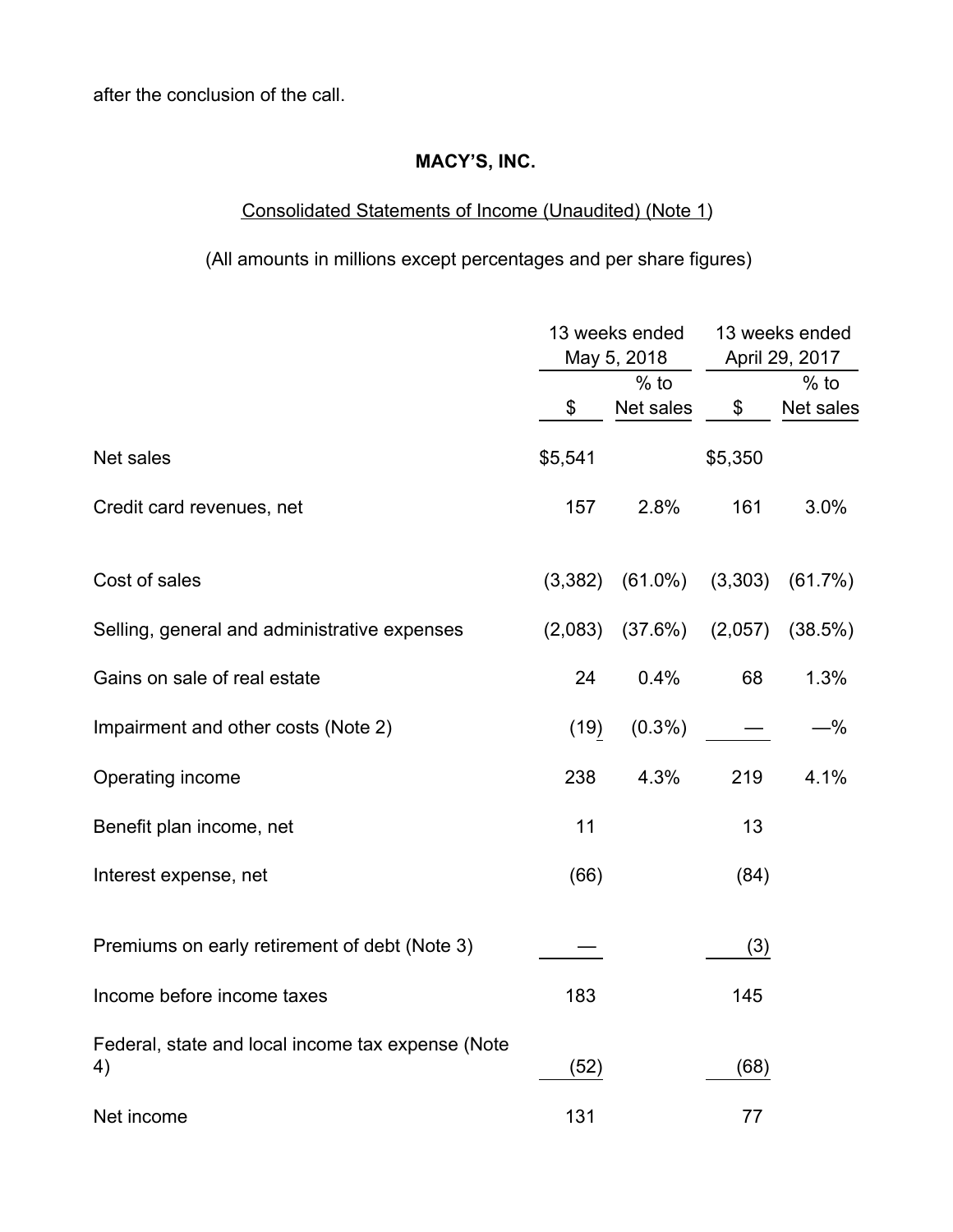after the conclusion of the call.

**MACY'S, INC.**

Consolidated Statements of Income (Unaudited) (Note 1)

(All amounts in millions except percentages and per share figures)

| | 13 weeks ended May 5, 2018 | | 13 weeks ended April 29, 2017 | |
|---|---|---|---|---|
| | $ | % to Net sales | $ | % to Net sales |
| Net sales | $5,541 | | $5,350 | |
| Credit card revenues, net | 157 | 2.8% | 161 | 3.0% |
| Cost of sales | (3,382) | (61.0%) | (3,303) | (61.7%) |
| Selling, general and administrative expenses | (2,083) | (37.6%) | (2,057) | (38.5%) |
| Gains on sale of real estate | 24 | 0.4% | 68 | 1.3% |
| Impairment and other costs (Note 2) | (19) | (0.3%) | — | —% |
| Operating income | 238 | 4.3% | 219 | 4.1% |
| Benefit plan income, net | 11 | | 13 | |
| Interest expense, net | (66) | | (84) | |
| Premiums on early retirement of debt (Note 3) | — | | (3) | |
| Income before income taxes | 183 | | 145 | |
| Federal, state and local income tax expense (Note 4) | (52) | | (68) | |
| Net income | 131 | | 77 | |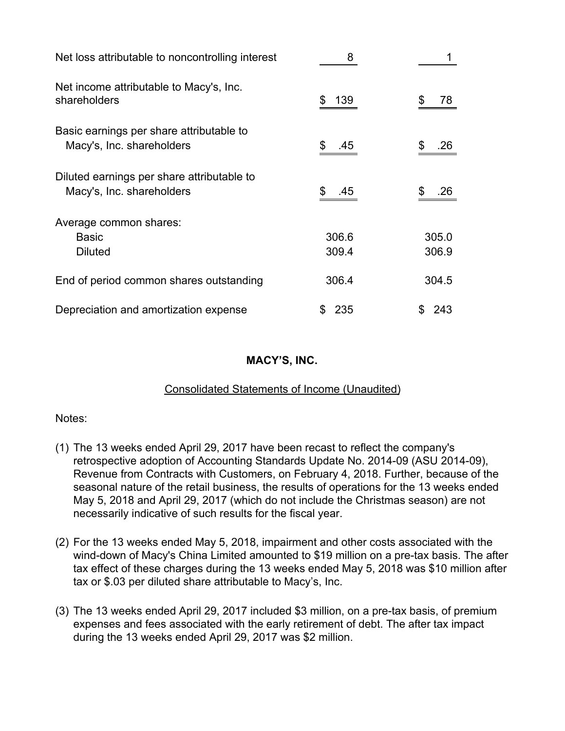| | | |
|---|---|---|
| Net loss attributable to noncontrolling interest | 8 | 1 |
| Net income attributable to Macy's, Inc. shareholders | $ 139 | $ 78 |
| Basic earnings per share attributable to Macy's, Inc. shareholders | $ .45 | $ .26 |
| Diluted earnings per share attributable to Macy's, Inc. shareholders | $ .45 | $ .26 |
| Average common shares: | | |
| Basic | 306.6 | 305.0 |
| Diluted | 309.4 | 306.9 |
| End of period common shares outstanding | 306.4 | 304.5 |
| Depreciation and amortization expense | $ 235 | $ 243 |

**MACY'S, INC.**

Consolidated Statements of Income (Unaudited)

Notes:

(1) The 13 weeks ended April 29, 2017 have been recast to reflect the company's retrospective adoption of Accounting Standards Update No. 2014-09 (ASU 2014-09), Revenue from Contracts with Customers, on February 4, 2018. Further, because of the seasonal nature of the retail business, the results of operations for the 13 weeks ended May 5, 2018 and April 29, 2017 (which do not include the Christmas season) are not necessarily indicative of such results for the fiscal year.

(2) For the 13 weeks ended May 5, 2018, impairment and other costs associated with the wind-down of Macy's China Limited amounted to $19 million on a pre-tax basis. The after tax effect of these charges during the 13 weeks ended May 5, 2018 was $10 million after tax or $.03 per diluted share attributable to Macy's, Inc.

(3) The 13 weeks ended April 29, 2017 included $3 million, on a pre-tax basis, of premium expenses and fees associated with the early retirement of debt. The after tax impact during the 13 weeks ended April 29, 2017 was $2 million.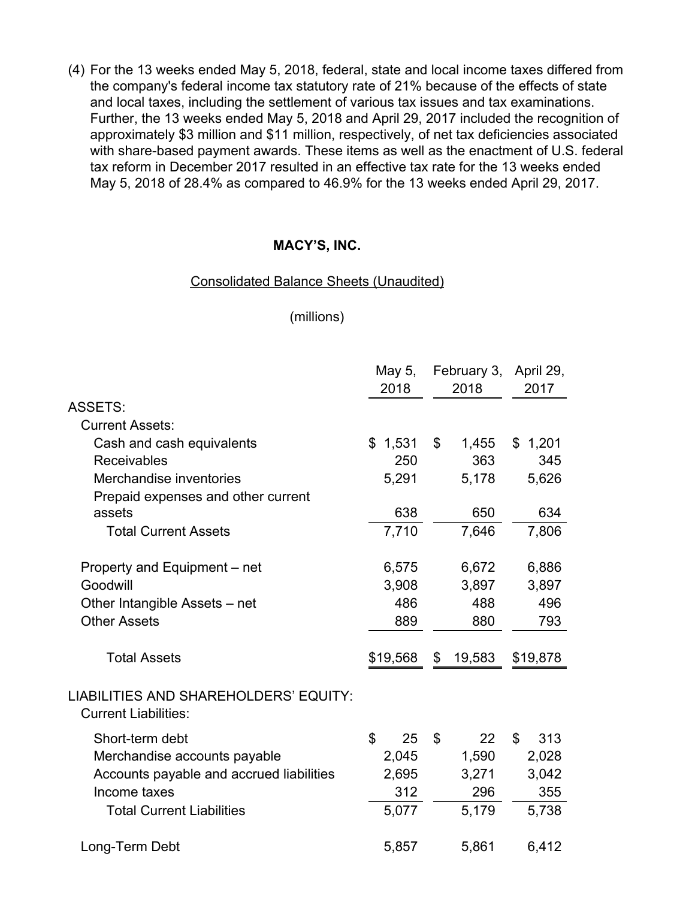(4) For the 13 weeks ended May 5, 2018, federal, state and local income taxes differed from the company's federal income tax statutory rate of 21% because of the effects of state and local taxes, including the settlement of various tax issues and tax examinations. Further, the 13 weeks ended May 5, 2018 and April 29, 2017 included the recognition of approximately $3 million and $11 million, respectively, of net tax deficiencies associated with share-based payment awards. These items as well as the enactment of U.S. federal tax reform in December 2017 resulted in an effective tax rate for the 13 weeks ended May 5, 2018 of 28.4% as compared to 46.9% for the 13 weeks ended April 29, 2017.

**MACY'S, INC.**

Consolidated Balance Sheets (Unaudited)

(millions)

| | May 5, 2018 | February 3, 2018 | April 29, 2017 |
|---|---|---|---|
| ASSETS: | | | |
| Current Assets: | | | |
| Cash and cash equivalents | $ 1,531 | $ 1,455 | $ 1,201 |
| Receivables | 250 | 363 | 345 |
| Merchandise inventories | 5,291 | 5,178 | 5,626 |
| Prepaid expenses and other current assets | 638 | 650 | 634 |
| Total Current Assets | 7,710 | 7,646 | 7,806 |
| | | | |
| Property and Equipment – net | 6,575 | 6,672 | 6,886 |
| Goodwill | 3,908 | 3,897 | 3,897 |
| Other Intangible Assets – net | 486 | 488 | 496 |
| Other Assets | 889 | 880 | 793 |
| | | | |
| Total Assets | $19,568 | $ 19,583 | $19,878 |
| | | | |
| LIABILITIES AND SHAREHOLDERS' EQUITY: | | | |
| Current Liabilities: | | | |
| Short-term debt | $ 25 | $ 22 | $ 313 |
| Merchandise accounts payable | 2,045 | 1,590 | 2,028 |
| Accounts payable and accrued liabilities | 2,695 | 3,271 | 3,042 |
| Income taxes | 312 | 296 | 355 |
| Total Current Liabilities | 5,077 | 5,179 | 5,738 |
| | | | |
| Long-Term Debt | 5,857 | 5,861 | 6,412 |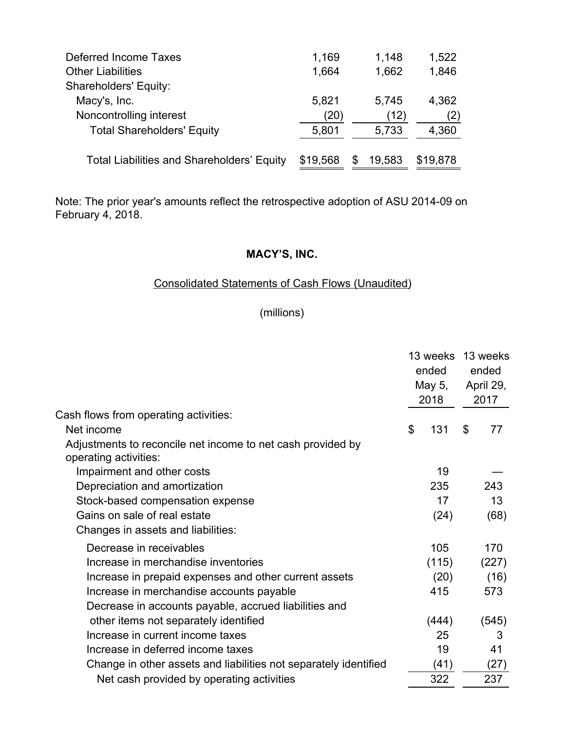| | | | |
|---|---|---|---|
| Deferred Income Taxes | 1,169 | 1,148 | 1,522 |
| Other Liabilities | 1,664 | 1,662 | 1,846 |
| Shareholders' Equity: | | | |
| Macy's, Inc. | 5,821 | 5,745 | 4,362 |
| Noncontrolling interest | (20) | (12) | (2) |
| Total Shareholders' Equity | 5,801 | 5,733 | 4,360 |
| Total Liabilities and Shareholders' Equity | $19,568 | $ 19,583 | $19,878 |

Note: The prior year's amounts reflect the retrospective adoption of ASU 2014-09 on February 4, 2018.

**MACY'S, INC.**

Consolidated Statements of Cash Flows (Unaudited)

(millions)

| | 13 weeks ended May 5, 2018 | 13 weeks ended April 29, 2017 |
|---|---|---|
| Cash flows from operating activities: | | |
| Net income | $ 131 | $ 77 |
| Adjustments to reconcile net income to net cash provided by operating activities: | | |
| Impairment and other costs | 19 | — |
| Depreciation and amortization | 235 | 243 |
| Stock-based compensation expense | 17 | 13 |
| Gains on sale of real estate | (24) | (68) |
| Changes in assets and liabilities: | | |
| Decrease in receivables | 105 | 170 |
| Increase in merchandise inventories | (115) | (227) |
| Increase in prepaid expenses and other current assets | (20) | (16) |
| Increase in merchandise accounts payable | 415 | 573 |
| Decrease in accounts payable, accrued liabilities and other items not separately identified | (444) | (545) |
| Increase in current income taxes | 25 | 3 |
| Increase in deferred income taxes | 19 | 41 |
| Change in other assets and liabilities not separately identified | (41) | (27) |
| Net cash provided by operating activities | 322 | 237 |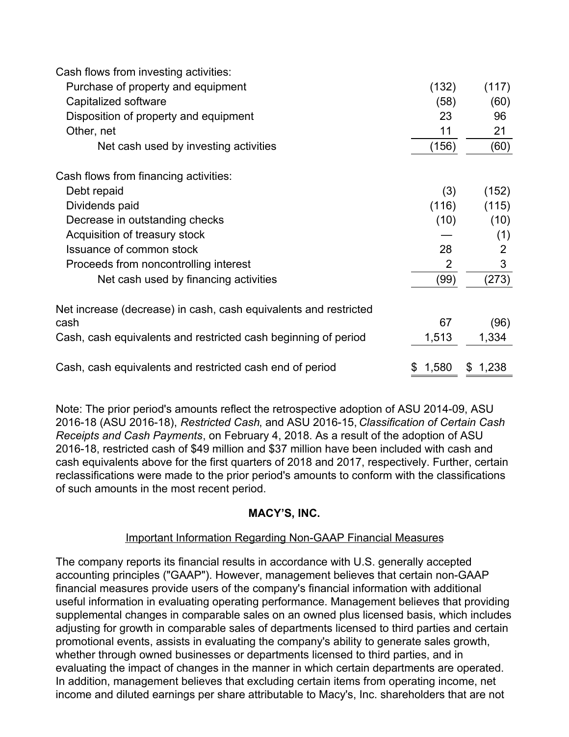| | | |
|---|---|---|
| Cash flows from investing activities: | | |
| Purchase of property and equipment | (132) | (117) |
| Capitalized software | (58) | (60) |
| Disposition of property and equipment | 23 | 96 |
| Other, net | 11 | 21 |
| Net cash used by investing activities | (156) | (60) |
| | | |
| Cash flows from financing activities: | | |
| Debt repaid | (3) | (152) |
| Dividends paid | (116) | (115) |
| Decrease in outstanding checks | (10) | (10) |
| Acquisition of treasury stock | — | (1) |
| Issuance of common stock | 28 | 2 |
| Proceeds from noncontrolling interest | 2 | 3 |
| Net cash used by financing activities | (99) | (273) |
| | | |
| Net increase (decrease) in cash, cash equivalents and restricted cash | 67 | (96) |
| Cash, cash equivalents and restricted cash beginning of period | 1,513 | 1,334 |
| | | |
| Cash, cash equivalents and restricted cash end of period | $ 1,580 | $ 1,238 |

Note: The prior period's amounts reflect the retrospective adoption of ASU 2014-09, ASU 2016-18 (ASU 2016-18), *Restricted Cash*, and ASU 2016-15, *Classification of Certain Cash Receipts and Cash Payments*, on February 4, 2018. As a result of the adoption of ASU 2016-18, restricted cash of $49 million and $37 million have been included with cash and cash equivalents above for the first quarters of 2018 and 2017, respectively. Further, certain reclassifications were made to the prior period's amounts to conform with the classifications of such amounts in the most recent period.

**MACY'S, INC.**

Important Information Regarding Non-GAAP Financial Measures

The company reports its financial results in accordance with U.S. generally accepted accounting principles ("GAAP"). However, management believes that certain non-GAAP financial measures provide users of the company's financial information with additional useful information in evaluating operating performance. Management believes that providing supplemental changes in comparable sales on an owned plus licensed basis, which includes adjusting for growth in comparable sales of departments licensed to third parties and certain promotional events, assists in evaluating the company's ability to generate sales growth, whether through owned businesses or departments licensed to third parties, and in evaluating the impact of changes in the manner in which certain departments are operated. In addition, management believes that excluding certain items from operating income, net income and diluted earnings per share attributable to Macy's, Inc. shareholders that are not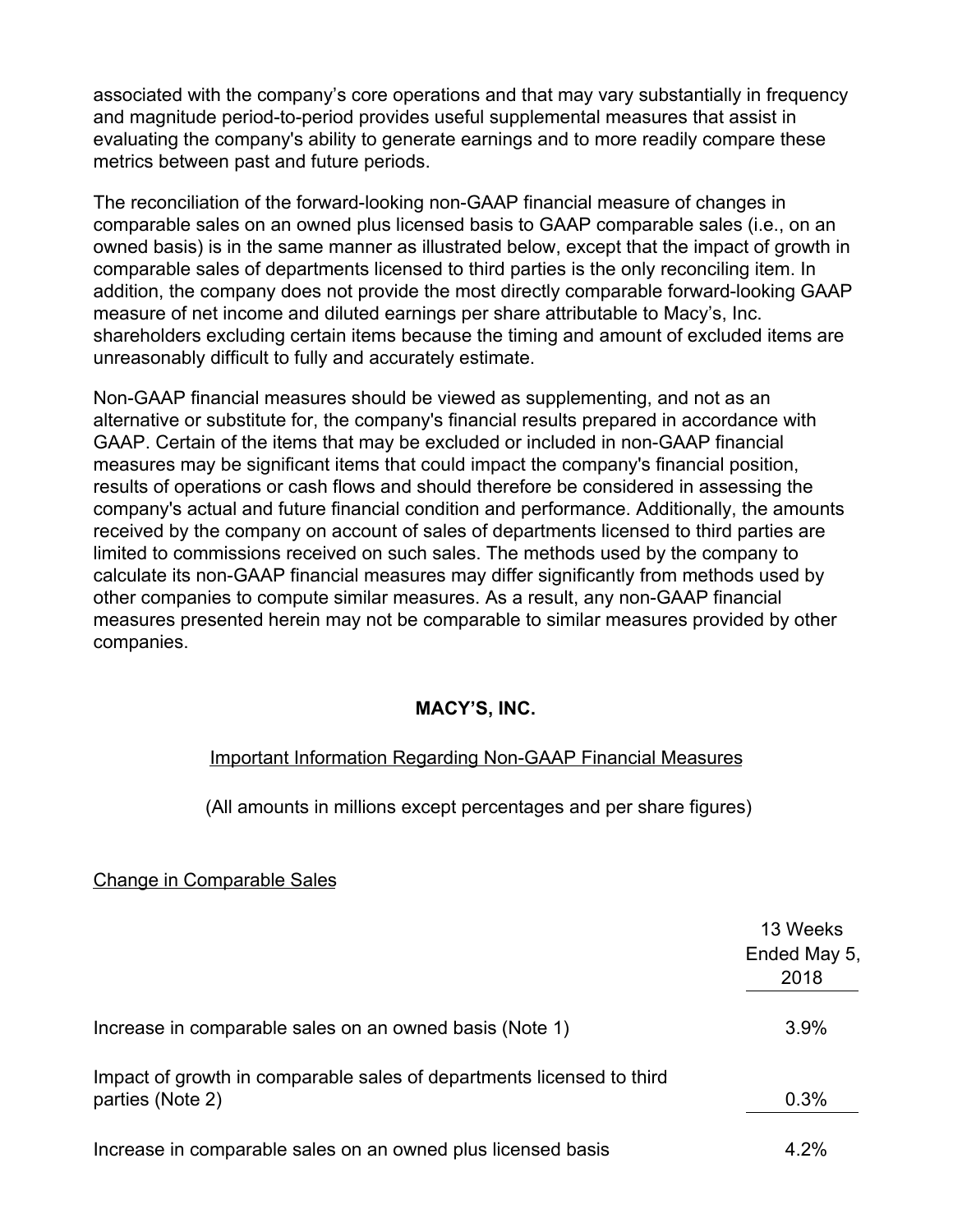associated with the company's core operations and that may vary substantially in frequency and magnitude period-to-period provides useful supplemental measures that assist in evaluating the company's ability to generate earnings and to more readily compare these metrics between past and future periods.

The reconciliation of the forward-looking non-GAAP financial measure of changes in comparable sales on an owned plus licensed basis to GAAP comparable sales (i.e., on an owned basis) is in the same manner as illustrated below, except that the impact of growth in comparable sales of departments licensed to third parties is the only reconciling item. In addition, the company does not provide the most directly comparable forward-looking GAAP measure of net income and diluted earnings per share attributable to Macy's, Inc. shareholders excluding certain items because the timing and amount of excluded items are unreasonably difficult to fully and accurately estimate.

Non-GAAP financial measures should be viewed as supplementing, and not as an alternative or substitute for, the company's financial results prepared in accordance with GAAP. Certain of the items that may be excluded or included in non-GAAP financial measures may be significant items that could impact the company's financial position, results of operations or cash flows and should therefore be considered in assessing the company's actual and future financial condition and performance. Additionally, the amounts received by the company on account of sales of departments licensed to third parties are limited to commissions received on such sales. The methods used by the company to calculate its non-GAAP financial measures may differ significantly from methods used by other companies to compute similar measures. As a result, any non-GAAP financial measures presented herein may not be comparable to similar measures provided by other companies.

**MACY'S, INC.**

Important Information Regarding Non-GAAP Financial Measures

(All amounts in millions except percentages and per share figures)

Change in Comparable Sales

| | 13 Weeks Ended May 5, 2018 |
|---|---|
| Increase in comparable sales on an owned basis (Note 1) | 3.9% |
| Impact of growth in comparable sales of departments licensed to third parties (Note 2) | 0.3% |
| Increase in comparable sales on an owned plus licensed basis | 4.2% |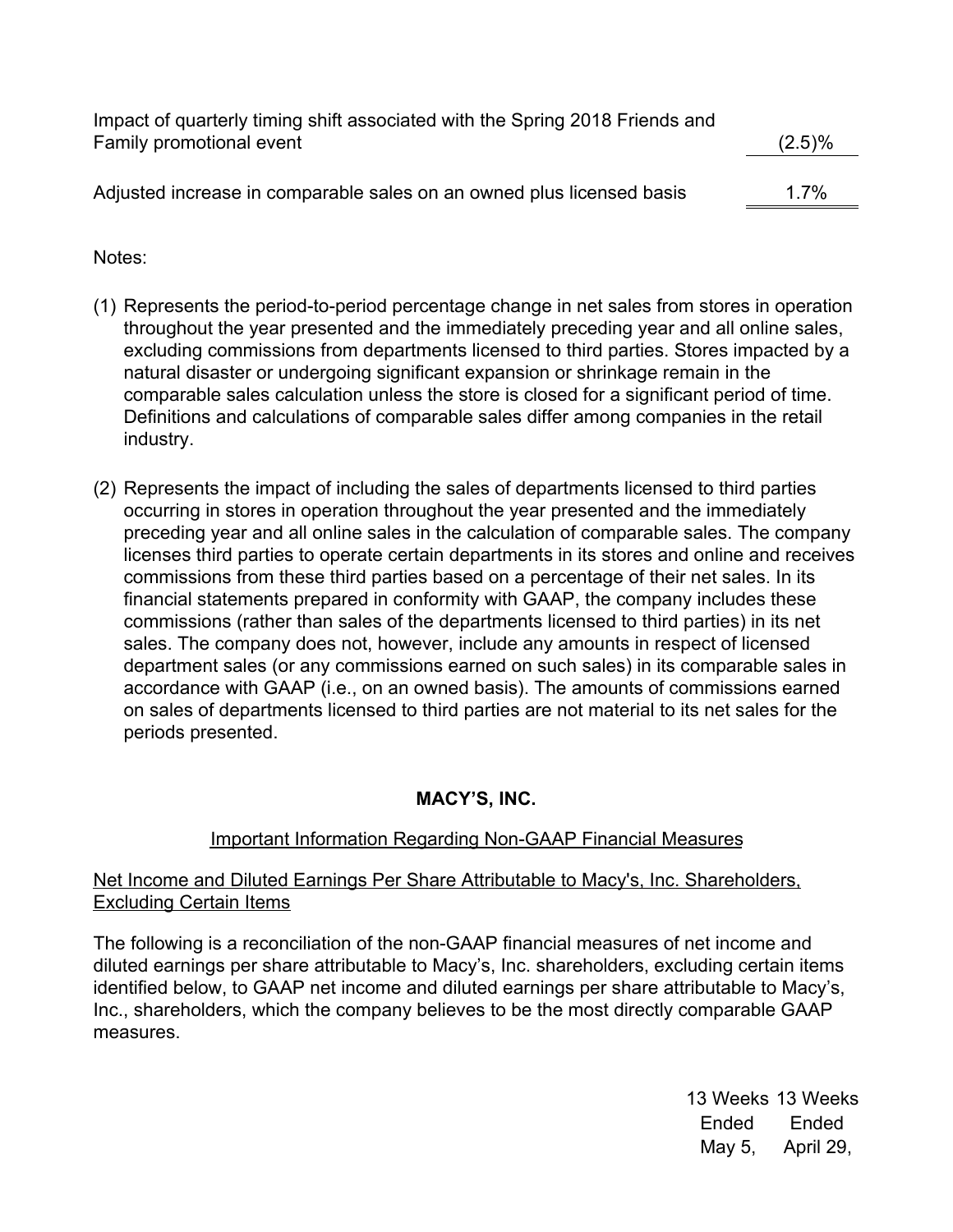| | |
|---|---|
| Impact of quarterly timing shift associated with the Spring 2018 Friends and Family promotional event | (2.5)% |
| Adjusted increase in comparable sales on an owned plus licensed basis | 1.7% |

Notes:

(1) Represents the period-to-period percentage change in net sales from stores in operation throughout the year presented and the immediately preceding year and all online sales, excluding commissions from departments licensed to third parties. Stores impacted by a natural disaster or undergoing significant expansion or shrinkage remain in the comparable sales calculation unless the store is closed for a significant period of time. Definitions and calculations of comparable sales differ among companies in the retail industry.

(2) Represents the impact of including the sales of departments licensed to third parties occurring in stores in operation throughout the year presented and the immediately preceding year and all online sales in the calculation of comparable sales. The company licenses third parties to operate certain departments in its stores and online and receives commissions from these third parties based on a percentage of their net sales. In its financial statements prepared in conformity with GAAP, the company includes these commissions (rather than sales of the departments licensed to third parties) in its net sales. The company does not, however, include any amounts in respect of licensed department sales (or any commissions earned on such sales) in its comparable sales in accordance with GAAP (i.e., on an owned basis). The amounts of commissions earned on sales of departments licensed to third parties are not material to its net sales for the periods presented.

## MACY'S, INC.

Important Information Regarding Non-GAAP Financial Measures

Net Income and Diluted Earnings Per Share Attributable to Macy's, Inc. Shareholders, Excluding Certain Items

The following is a reconciliation of the non-GAAP financial measures of net income and diluted earnings per share attributable to Macy's, Inc. shareholders, excluding certain items identified below, to GAAP net income and diluted earnings per share attributable to Macy's, Inc., shareholders, which the company believes to be the most directly comparable GAAP measures.

| | 13 Weeks Ended May 5, | 13 Weeks Ended April 29, |
|---|---|---|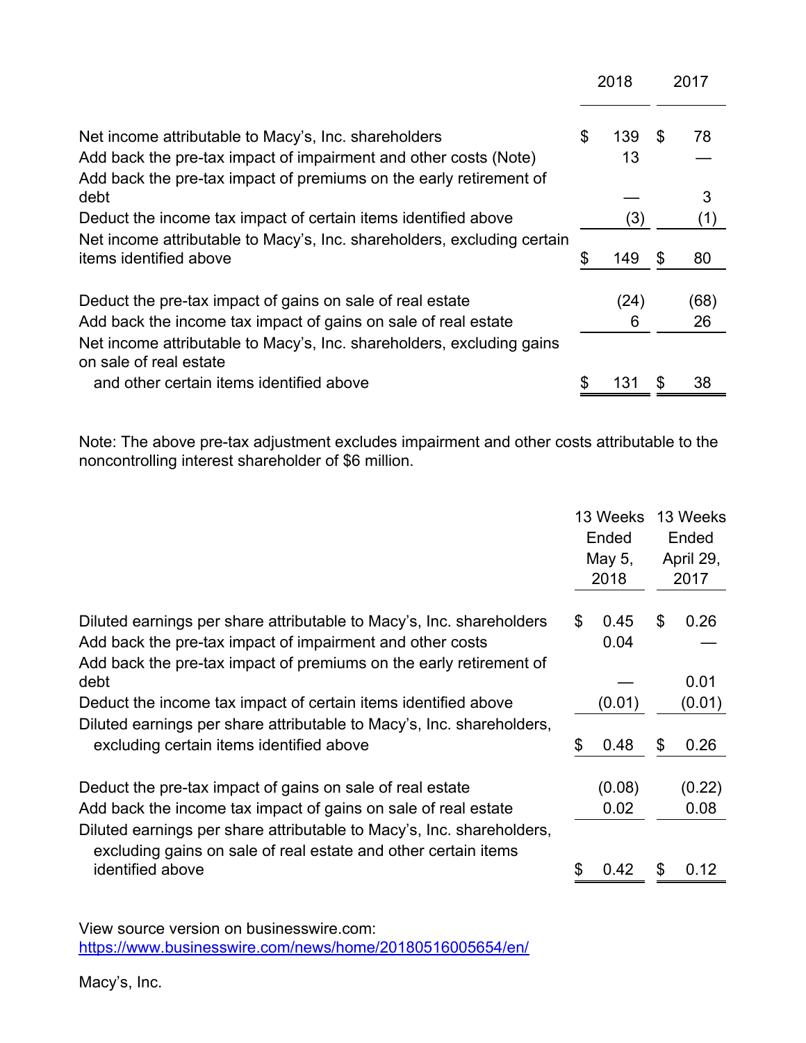| | 2018 | 2017 |
|---|---|---|
| Net income attributable to Macy's, Inc. shareholders | $ 139 | $ 78 |
| Add back the pre-tax impact of impairment and other costs (Note) | 13 | — |
| Add back the pre-tax impact of premiums on the early retirement of debt | — | 3 |
| Deduct the income tax impact of certain items identified above | (3) | (1) |
| Net income attributable to Macy's, Inc. shareholders, excluding certain items identified above | $ 149 | $ 80 |
| Deduct the pre-tax impact of gains on sale of real estate | (24) | (68) |
| Add back the income tax impact of gains on sale of real estate | 6 | 26 |
| Net income attributable to Macy's, Inc. shareholders, excluding gains on sale of real estate and other certain items identified above | $ 131 | $ 38 |

Note: The above pre-tax adjustment excludes impairment and other costs attributable to the noncontrolling interest shareholder of $6 million.

| | 13 Weeks Ended May 5, 2018 | 13 Weeks Ended April 29, 2017 |
|---|---|---|
| Diluted earnings per share attributable to Macy's, Inc. shareholders | $ 0.45 | $ 0.26 |
| Add back the pre-tax impact of impairment and other costs | 0.04 | — |
| Add back the pre-tax impact of premiums on the early retirement of debt | — | 0.01 |
| Deduct the income tax impact of certain items identified above | (0.01) | (0.01) |
| Diluted earnings per share attributable to Macy's, Inc. shareholders, excluding certain items identified above | $ 0.48 | $ 0.26 |
| Deduct the pre-tax impact of gains on sale of real estate | (0.08) | (0.22) |
| Add back the income tax impact of gains on sale of real estate | 0.02 | 0.08 |
| Diluted earnings per share attributable to Macy's, Inc. shareholders, excluding gains on sale of real estate and other certain items identified above | $ 0.42 | $ 0.12 |

View source version on businesswire.com: https://www.businesswire.com/news/home/20180516005654/en/

Macy's, Inc.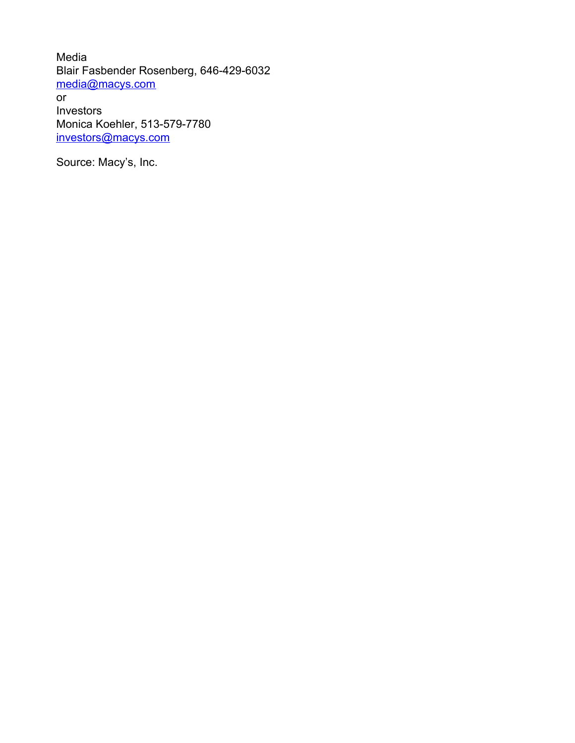Media
Blair Fasbender Rosenberg, 646-429-6032
media@macys.com
or
Investors
Monica Koehler, 513-579-7780
investors@macys.com

Source: Macy’s, Inc.